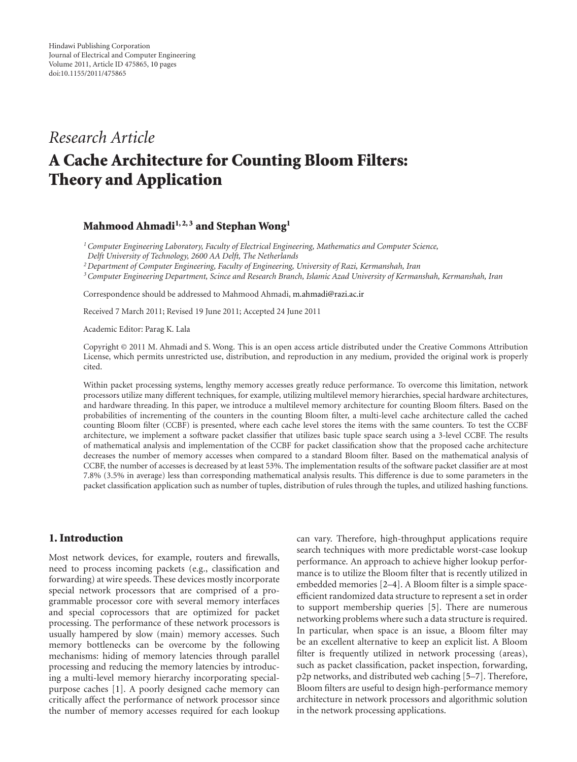Hindawi Publishing Corporation
Journal of Electrical and Computer Engineering
Volume 2011, Article ID 475865, 10 pages
doi:10.1155/2011/475865

*Research Article*

# A Cache Architecture for Counting Bloom Filters: Theory and Application

**Mahmood Ahmadi[1, 2, 3] and Stephan Wong[1]**

[1] *Computer Engineering Laboratory, Faculty of Electrical Engineering, Mathematics and Computer Science, Delft University of Technology, 2600 AA Delft, The Netherlands*

[2] *Department of Computer Engineering, Faculty of Engineering, University of Razi, Kermanshah, Iran*

[3] *Computer Engineering Department, Scince and Research Branch, Islamic Azad University of Kermanshah, Kermanshah, Iran*

Correspondence should be addressed to Mahmood Ahmadi, m.ahmadi@razi.ac.ir

Received 7 March 2011; Revised 19 June 2011; Accepted 24 June 2011

Academic Editor: Parag K. Lala

Copyright © 2011 M. Ahmadi and S. Wong. This is an open access article distributed under the Creative Commons Attribution License, which permits unrestricted use, distribution, and reproduction in any medium, provided the original work is properly cited.

Within packet processing systems, lengthy memory accesses greatly reduce performance. To overcome this limitation, network processors utilize many different techniques, for example, utilizing multilevel memory hierarchies, special hardware architectures, and hardware threading. In this paper, we introduce a multilevel memory architecture for counting Bloom filters. Based on the probabilities of incrementing of the counters in the counting Bloom filter, a multi-level cache architecture called the cached counting Bloom filter (CCBF) is presented, where each cache level stores the items with the same counters. To test the CCBF architecture, we implement a software packet classifier that utilizes basic tuple space search using a 3-level CCBF. The results of mathematical analysis and implementation of the CCBF for packet classification show that the proposed cache architecture decreases the number of memory accesses when compared to a standard Bloom filter. Based on the mathematical analysis of CCBF, the number of accesses is decreased by at least 53%. The implementation results of the software packet classifier are at most 7.8% (3.5% in average) less than corresponding mathematical analysis results. This difference is due to some parameters in the packet classification application such as number of tuples, distribution of rules through the tuples, and utilized hashing functions.

## 1. Introduction

Most network devices, for example, routers and firewalls, need to process incoming packets (e.g., classification and forwarding) at wire speeds. These devices mostly incorporate special network processors that are comprised of a programmable processor core with several memory interfaces and special coprocessors that are optimized for packet processing. The performance of these network processors is usually hampered by slow (main) memory accesses. Such memory bottlenecks can be overcome by the following mechanisms: hiding of memory latencies through parallel processing and reducing the memory latencies by introducing a multi-level memory hierarchy incorporating special-purpose caches [1]. A poorly designed cache memory can critically affect the performance of network processor since the number of memory accesses required for each lookup can vary. Therefore, high-throughput applications require search techniques with more predictable worst-case lookup performance. An approach to achieve higher lookup performance is to utilize the Bloom filter that is recently utilized in embedded memories [2–4]. A Bloom filter is a simple space-efficient randomized data structure to represent a set in order to support membership queries [5]. There are numerous networking problems where such a data structure is required. In particular, when space is an issue, a Bloom filter may be an excellent alternative to keep an explicit list. A Bloom filter is frequently utilized in network processing (areas), such as packet classification, packet inspection, forwarding, p2p networks, and distributed web caching [5–7]. Therefore, Bloom filters are useful to design high-performance memory architecture in network processors and algorithmic solution in the network processing applications.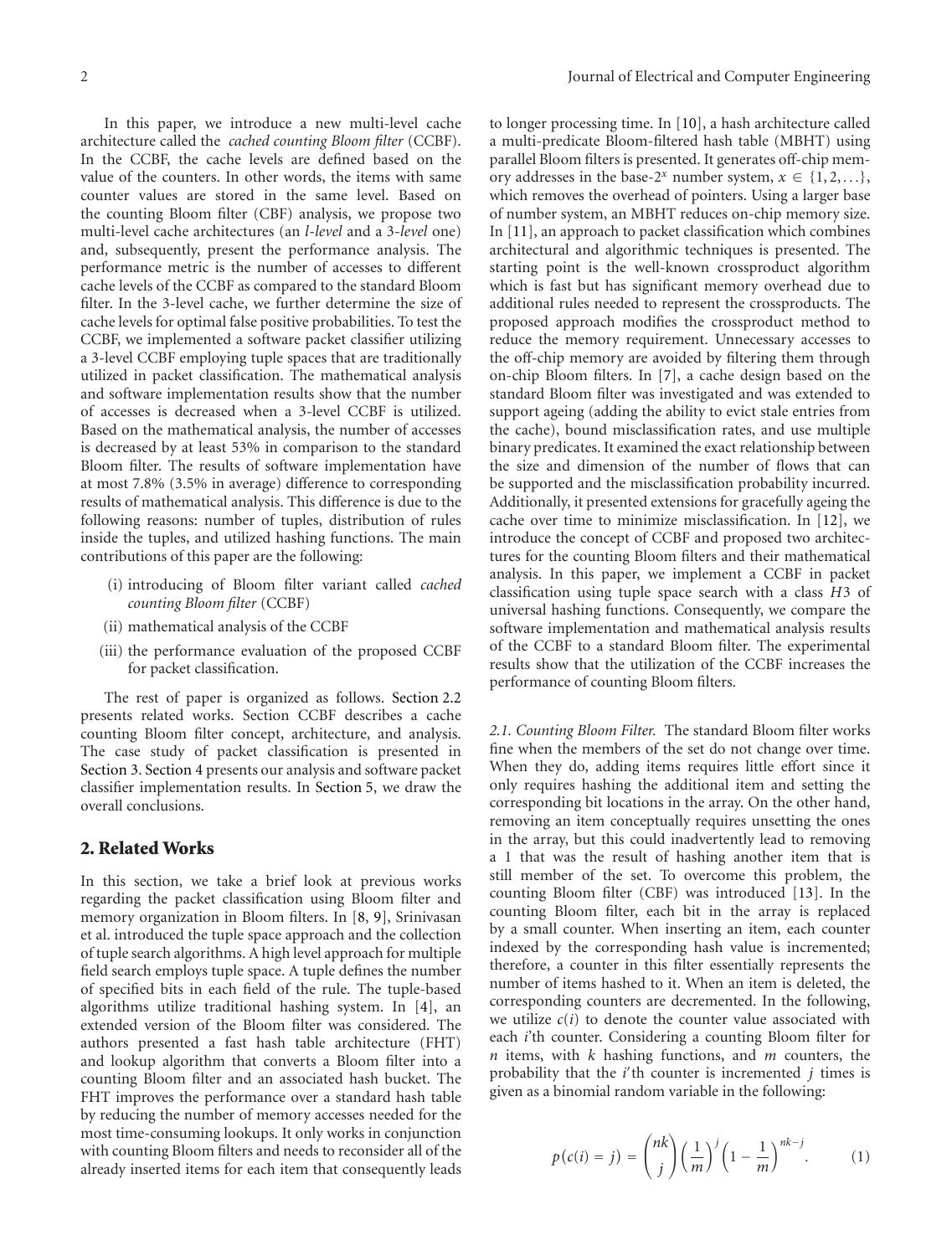In this paper, we introduce a new multi-level cache architecture called the *cached counting Bloom filter* (CCBF). In the CCBF, the cache levels are defined based on the value of the counters. In other words, the items with same counter values are stored in the same level. Based on the counting Bloom filter (CBF) analysis, we propose two multi-level cache architectures (an *l-level* and a 3-*level* one) and, subsequently, present the performance analysis. The performance metric is the number of accesses to different cache levels of the CCBF as compared to the standard Bloom filter. In the 3-level cache, we further determine the size of cache levels for optimal false positive probabilities. To test the CCBF, we implemented a software packet classifier utilizing a 3-level CCBF employing tuple spaces that are traditionally utilized in packet classification. The mathematical analysis and software implementation results show that the number of accesses is decreased when a 3-level CCBF is utilized. Based on the mathematical analysis, the number of accesses is decreased by at least 53% in comparison to the standard Bloom filter. The results of software implementation have at most 7.8% (3.5% in average) difference to corresponding results of mathematical analysis. This difference is due to the following reasons: number of tuples, distribution of rules inside the tuples, and utilized hashing functions. The main contributions of this paper are the following:

(i) introducing of Bloom filter variant called *cached counting Bloom filter* (CCBF)

(ii) mathematical analysis of the CCBF

(iii) the performance evaluation of the proposed CCBF for packet classification.

The rest of paper is organized as follows. Section 2.2 presents related works. Section CCBF describes a cache counting Bloom filter concept, architecture, and analysis. The case study of packet classification is presented in Section 3. Section 4 presents our analysis and software packet classifier implementation results. In Section 5, we draw the overall conclusions.

## 2. Related Works

In this section, we take a brief look at previous works regarding the packet classification using Bloom filter and memory organization in Bloom filters. In [8, 9], Srinivasan et al. introduced the tuple space approach and the collection of tuple search algorithms. A high level approach for multiple field search employs tuple space. A tuple defines the number of specified bits in each field of the rule. The tuple-based algorithms utilize traditional hashing system. In [4], an extended version of the Bloom filter was considered. The authors presented a fast hash table architecture (FHT) and lookup algorithm that converts a Bloom filter into a counting Bloom filter and an associated hash bucket. The FHT improves the performance over a standard hash table by reducing the number of memory accesses needed for the most time-consuming lookups. It only works in conjunction with counting Bloom filters and needs to reconsider all of the already inserted items for each item that consequently leads to longer processing time. In [10], a hash architecture called a multi-predicate Bloom-filtered hash table (MBHT) using parallel Bloom filters is presented. It generates off-chip memory addresses in the base-$2^x$ number system, $x \in \{1, 2, \ldots\}$, which removes the overhead of pointers. Using a larger base of number system, an MBHT reduces on-chip memory size. In [11], an approach to packet classification which combines architectural and algorithmic techniques is presented. The starting point is the well-known crossproduct algorithm which is fast but has significant memory overhead due to additional rules needed to represent the crossproducts. The proposed approach modifies the crossproduct method to reduce the memory requirement. Unnecessary accesses to the off-chip memory are avoided by filtering them through on-chip Bloom filters. In [7], a cache design based on the standard Bloom filter was investigated and was extended to support ageing (adding the ability to evict stale entries from the cache), bound misclassification rates, and use multiple binary predicates. It examined the exact relationship between the size and dimension of the number of flows that can be supported and the misclassification probability incurred. Additionally, it presented extensions for gracefully ageing the cache over time to minimize misclassification. In [12], we introduce the concept of CCBF and proposed two architectures for the counting Bloom filters and their mathematical analysis. In this paper, we implement a CCBF in packet classification using tuple space search with a class $H3$ of universal hashing functions. Consequently, we compare the software implementation and mathematical analysis results of the CCBF to a standard Bloom filter. The experimental results show that the utilization of the CCBF increases the performance of counting Bloom filters.

*2.1. Counting Bloom Filter.* The standard Bloom filter works fine when the members of the set do not change over time. When they do, adding items requires little effort since it only requires hashing the additional item and setting the corresponding bit locations in the array. On the other hand, removing an item conceptually requires unsetting the ones in the array, but this could inadvertently lead to removing a 1 that was the result of hashing another item that is still member of the set. To overcome this problem, the counting Bloom filter (CBF) was introduced [13]. In the counting Bloom filter, each bit in the array is replaced by a small counter. When inserting an item, each counter indexed by the corresponding hash value is incremented; therefore, a counter in this filter essentially represents the number of items hashed to it. When an item is deleted, the corresponding counters are decremented. In the following, we utilize $c(i)$ to denote the counter value associated with each $i$'th counter. Considering a counting Bloom filter for $n$ items, with $k$ hashing functions, and $m$ counters, the probability that the $i$'th counter is incremented $j$ times is given as a binomial random variable in the following:

$$p(c(i) = j) = \binom{nk}{j} \left(\frac{1}{m}\right)^{j} \left(1 - \frac{1}{m}\right)^{nk-j}. \tag{1}$$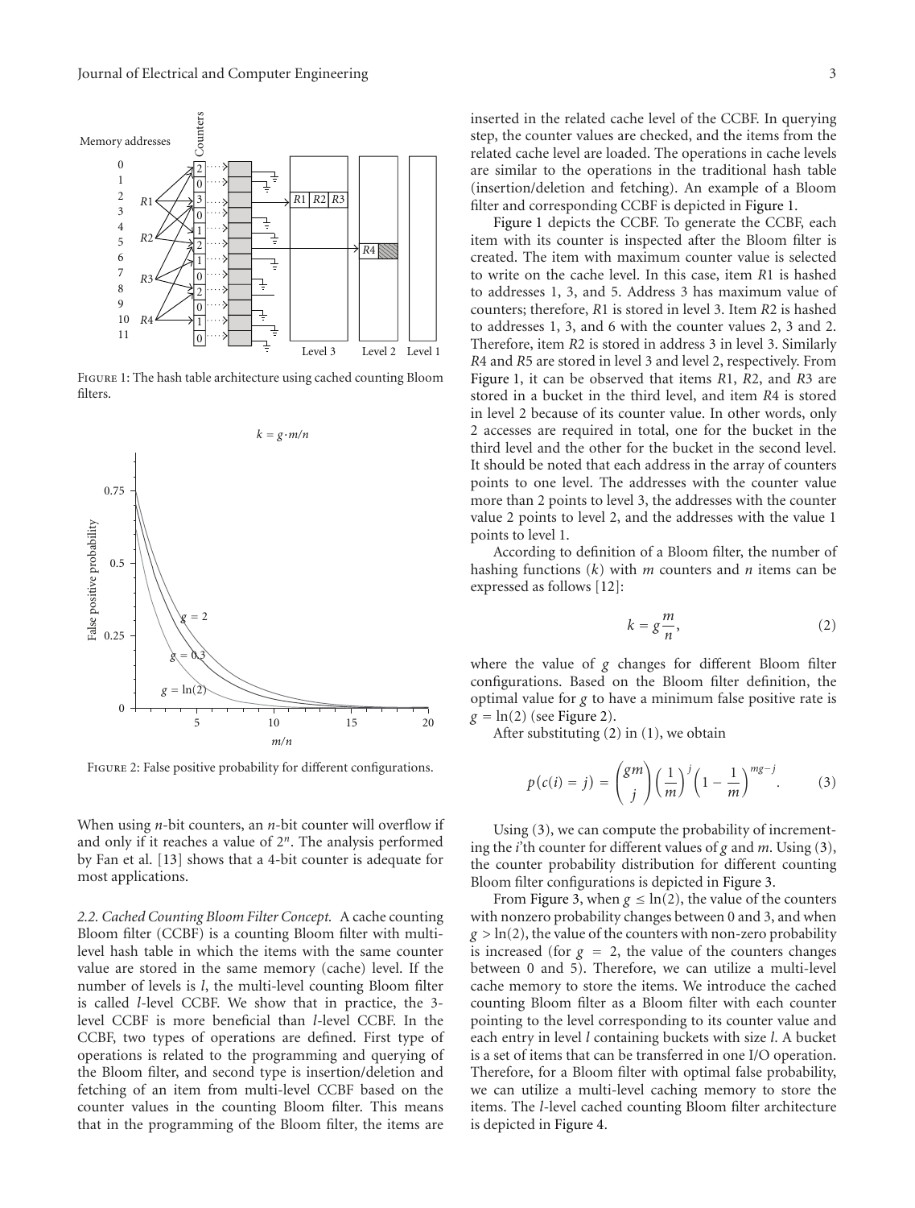FIGURE 1: The hash table architecture using cached counting Bloom filters.

FIGURE 2: False positive probability for different configurations.

When using $n$-bit counters, an $n$-bit counter will overflow if and only if it reaches a value of $2^n$. The analysis performed by Fan et al. [13] shows that a 4-bit counter is adequate for most applications.

*2.2. Cached Counting Bloom Filter Concept.* A cache counting Bloom filter (CCBF) is a counting Bloom filter with multi-level hash table in which the items with the same counter value are stored in the same memory (cache) level. If the number of levels is $l$, the multi-level counting Bloom filter is called $l$-level CCBF. We show that in practice, the 3-level CCBF is more beneficial than $l$-level CCBF. In the CCBF, two types of operations are defined. First type of operations is related to the programming and querying of the Bloom filter, and second type is insertion/deletion and fetching of an item from multi-level CCBF based on the counter values in the counting Bloom filter. This means that in the programming of the Bloom filter, the items are inserted in the related cache level of the CCBF. In querying step, the counter values are checked, and the items from the related cache level are loaded. The operations in cache levels are similar to the operations in the traditional hash table (insertion/deletion and fetching). An example of a Bloom filter and corresponding CCBF is depicted in Figure 1.

Figure 1 depicts the CCBF. To generate the CCBF, each item with its counter is inspected after the Bloom filter is created. The item with maximum counter value is selected to write on the cache level. In this case, item $R1$ is hashed to addresses 1, 3, and 5. Address 3 has maximum value of counters; therefore, $R1$ is stored in level 3. Item $R2$ is hashed to addresses 1, 3, and 6 with the counter values 2, 3 and 2. Therefore, item $R2$ is stored in address 3 in level 3. Similarly $R4$ and $R5$ are stored in level 3 and level 2, respectively. From Figure 1, it can be observed that items $R1$, $R2$, and $R3$ are stored in a bucket in the third level, and item $R4$ is stored in level 2 because of its counter value. In other words, only 2 accesses are required in total, one for the bucket in the third level and the other for the bucket in the second level. It should be noted that each address in the array of counters points to one level. The addresses with the counter value more than 2 points to level 3, the addresses with the counter value 2 points to level 2, and the addresses with the value 1 points to level 1.

According to definition of a Bloom filter, the number of hashing functions ($k$) with $m$ counters and $n$ items can be expressed as follows [12]:

$$k = g\frac{m}{n}, \tag{2}$$

where the value of $g$ changes for different Bloom filter configurations. Based on the Bloom filter definition, the optimal value for $g$ to have a minimum false positive rate is $g = \ln(2)$ (see Figure 2).

After substituting (2) in (1), we obtain

$$p(c(i) = j) = \binom{gm}{j}\left(\frac{1}{m}\right)^j\left(1 - \frac{1}{m}\right)^{mg-j}. \tag{3}$$

Using (3), we can compute the probability of incrementing the $i$'th counter for different values of $g$ and $m$. Using (3), the counter probability distribution for different counting Bloom filter configurations is depicted in Figure 3.

From Figure 3, when $g \leq \ln(2)$, the value of the counters with nonzero probability changes between 0 and 3, and when $g > \ln(2)$, the value of the counters with non-zero probability is increased (for $g = 2$, the value of the counters changes between 0 and 5). Therefore, we can utilize a multi-level cache memory to store the items. We introduce the cached counting Bloom filter as a Bloom filter with each counter pointing to the level corresponding to its counter value and each entry in level $l$ containing buckets with size $l$. A bucket is a set of items that can be transferred in one I/O operation. Therefore, for a Bloom filter with optimal false probability, we can utilize a multi-level caching memory to store the items. The $l$-level cached counting Bloom filter architecture is depicted in Figure 4.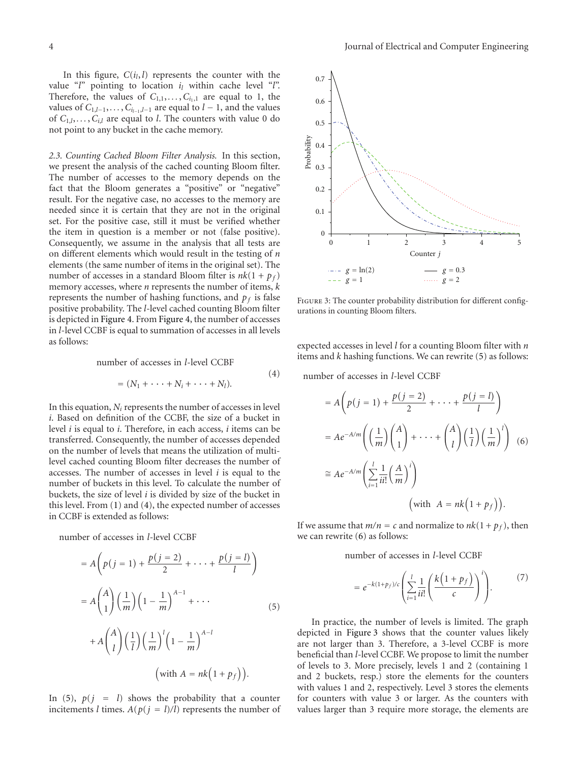In this figure, $C(i_l, l)$ represents the counter with the value "$l$" pointing to location $i_l$ within cache level "$l$". Therefore, the values of $C_{1,1}, \ldots, C_{i_1,1}$ are equal to 1, the values of $C_{1,l-1}, \ldots, C_{i_{l-1},l-1}$ are equal to $l-1$, and the values of $C_{1,l}, \ldots, C_{i,l}$ are equal to $l$. The counters with value 0 do not point to any bucket in the cache memory.

*2.3. Counting Cached Bloom Filter Analysis.* In this section, we present the analysis of the cached counting Bloom filter. The number of accesses to the memory depends on the fact that the Bloom generates a "positive" or "negative" result. For the negative case, no accesses to the memory are needed since it is certain that they are not in the original set. For the positive case, still it must be verified whether the item in question is a member or not (false positive). Consequently, we assume in the analysis that all tests are on different elements which would result in the testing of $n$ elements (the same number of items in the original set). The number of accesses in a standard Bloom filter is $nk(1+p_f)$ memory accesses, where $n$ represents the number of items, $k$ represents the number of hashing functions, and $p_f$ is false positive probability. The $l$-level cached counting Bloom filter is depicted in Figure 4. From Figure 4, the number of accesses in $l$-level CCBF is equal to summation of accesses in all levels as follows:

$$\text{number of accesses in } l\text{-level CCBF} = (N_1 + \cdots + N_i + \cdots + N_l). \tag{4}$$

In this equation, $N_i$ represents the number of accesses in level $i$. Based on definition of the CCBF, the size of a bucket in level $i$ is equal to $i$. Therefore, in each access, $i$ items can be transferred. Consequently, the number of accesses depended on the number of levels that means the utilization of multi-level cached counting Bloom filter decreases the number of accesses. The number of accesses in level $i$ is equal to the number of buckets in this level. To calculate the number of buckets, the size of level $i$ is divided by size of the bucket in this level. From (1) and (4), the expected number of accesses in CCBF is extended as follows:

$$\begin{aligned}
&\text{number of accesses in } l\text{-level CCBF} \\
&= A\left(p(j=1) + \frac{p(j=2)}{2} + \cdots + \frac{p(j=l)}{l}\right) \\
&= A\binom{A}{1}\left(\frac{1}{m}\right)\left(1-\frac{1}{m}\right)^{A-1} + \cdots \\
&\quad + A\binom{A}{l}\left(\frac{1}{l}\right)\left(\frac{1}{m}\right)^{l}\left(1-\frac{1}{m}\right)^{A-l} \\
&\qquad \left(\text{with } A = nk\left(1+p_f\right)\right).
\end{aligned} \tag{5}$$

In (5), $p(j=l)$ shows the probability that a counter incitements $l$ times. $A(p(j=l)/l)$ represents the number of expected accesses in level $l$ for a counting Bloom filter with $n$ items and $k$ hashing functions. We can rewrite (5) as follows:

$$\begin{aligned}
&\text{number of accesses in } l\text{-level CCBF} \\
&= A\left(p(j=1) + \frac{p(j=2)}{2} + \cdots + \frac{p(j=l)}{l}\right) \\
&= Ae^{-A/m}\left(\left(\frac{1}{m}\right)\binom{A}{1} + \cdots + \binom{A}{l}\left(\frac{1}{l}\right)\left(\frac{1}{m}\right)^{l}\right) \\
&\cong Ae^{-A/m}\left(\sum_{i=1}^{l}\frac{1}{ii!}\left(\frac{A}{m}\right)^{i}\right) \\
&\qquad \left(\text{with } A = nk\left(1+p_f\right)\right).
\end{aligned} \tag{6}$$

If we assume that $m/n = c$ and normalize to $nk(1+p_f)$, then we can rewrite (6) as follows:

$$\begin{aligned}
&\text{number of accesses in } l\text{-level CCBF} \\
&= e^{-k(1+p_f)/c}\left(\sum_{i=1}^{l}\frac{1}{ii!}\left(\frac{k\left(1+p_f\right)}{c}\right)^{i}\right).
\end{aligned} \tag{7}$$

In practice, the number of levels is limited. The graph depicted in Figure 3 shows that the counter values likely are not larger than 3. Therefore, a 3-level CCBF is more beneficial than $l$-level CCBF. We propose to limit the number of levels to 3. More precisely, levels 1 and 2 (containing 1 and 2 buckets, resp.) store the elements for the counters with values 1 and 2, respectively. Level 3 stores the elements for counters with value 3 or larger. As the counters with values larger than 3 require more storage, the elements are

Figure 3: The counter probability distribution for different configurations in counting Bloom filters.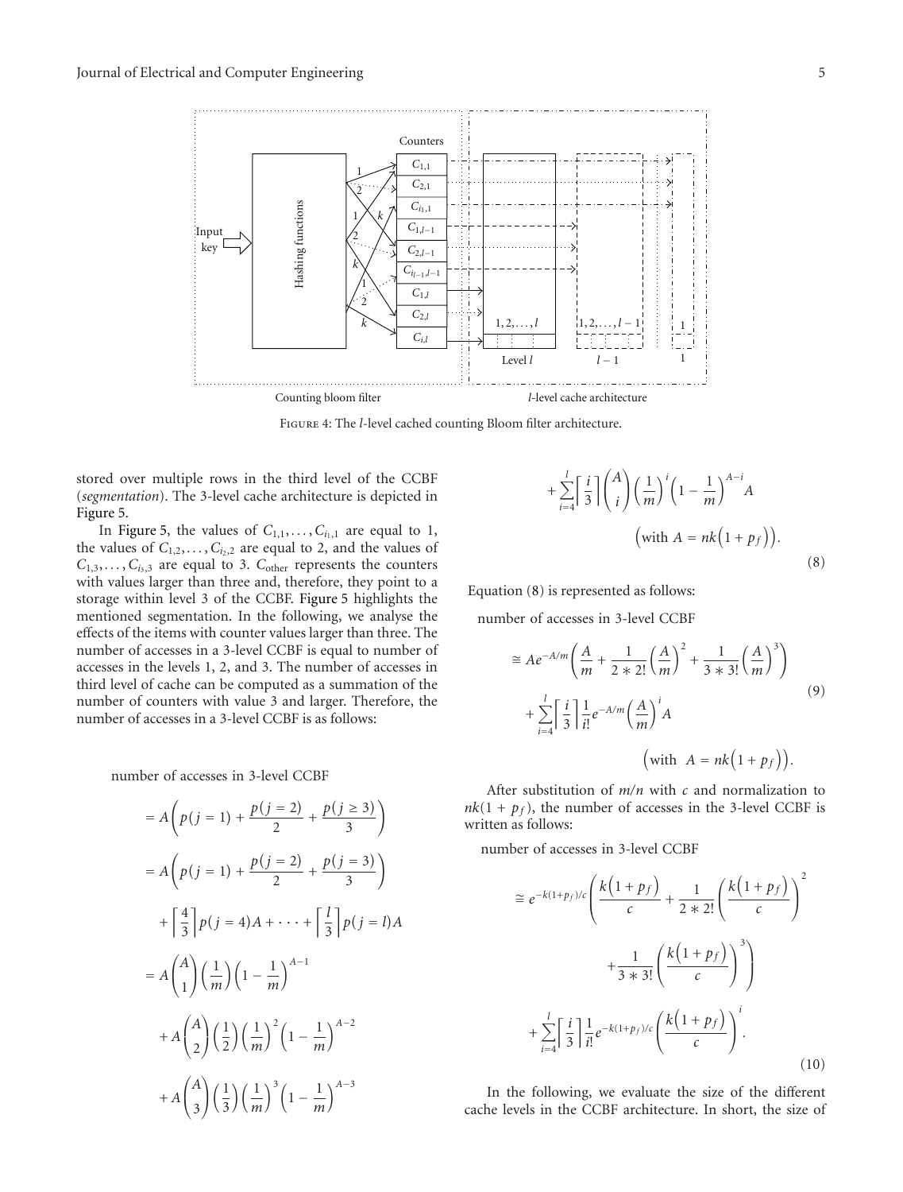Figure 4: The $l$-level cached counting Bloom filter architecture.

stored over multiple rows in the third level of the CCBF (*segmentation*). The 3-level cache architecture is depicted in Figure 5.

In Figure 5, the values of $C_{1,1}, \ldots, C_{i_1,1}$ are equal to 1, the values of $C_{1,2}, \ldots, C_{i_2,2}$ are equal to 2, and the values of $C_{1,3}, \ldots, C_{i_3,3}$ are equal to 3. $C_{\text{other}}$ represents the counters with values larger than three and, therefore, they point to a storage within level 3 of the CCBF. Figure 5 highlights the mentioned segmentation. In the following, we analyse the effects of the items with counter values larger than three. The number of accesses in a 3-level CCBF is equal to number of accesses in the levels 1, 2, and 3. The number of accesses in third level of cache can be computed as a summation of the number of counters with value 3 and larger. Therefore, the number of accesses in a 3-level CCBF is as follows:

$$
\begin{aligned}
&\text{number of accesses in 3-level CCBF} \\
&= A\left(p(j=1) + \frac{p(j=2)}{2} + \frac{p(j \geq 3)}{3}\right) \\
&= A\left(p(j=1) + \frac{p(j=2)}{2} + \frac{p(j=3)}{3}\right) \\
&\quad + \left\lceil \frac{4}{3} \right\rceil p(j=4)A + \cdots + \left\lceil \frac{l}{3} \right\rceil p(j=l)A \\
&= A\binom{A}{1}\left(\frac{1}{m}\right)\left(1-\frac{1}{m}\right)^{A-1} \\
&\quad + A\binom{A}{2}\left(\frac{1}{2}\right)\left(\frac{1}{m}\right)^{2}\left(1-\frac{1}{m}\right)^{A-2} \\
&\quad + A\binom{A}{3}\left(\frac{1}{3}\right)\left(\frac{1}{m}\right)^{3}\left(1-\frac{1}{m}\right)^{A-3} \\
&\quad + \sum_{i=4}^{l}\left\lceil \frac{i}{3} \right\rceil \binom{A}{i}\left(\frac{1}{m}\right)^{i}\left(1-\frac{1}{m}\right)^{A-i} A \\
&\qquad \left(\text{with } A = nk\left(1+p_f\right)\right).
\end{aligned}
\tag{8}
$$

Equation (8) is represented as follows:

$$
\begin{aligned}
&\text{number of accesses in 3-level CCBF} \\
&\cong A e^{-A/m}\left(\frac{A}{m} + \frac{1}{2*2!}\left(\frac{A}{m}\right)^{2} + \frac{1}{3*3!}\left(\frac{A}{m}\right)^{3}\right) \\
&\quad + \sum_{i=4}^{l}\left\lceil \frac{i}{3} \right\rceil \frac{1}{i!} e^{-A/m}\left(\frac{A}{m}\right)^{i} A \\
&\qquad \left(\text{with } A = nk\left(1+p_f\right)\right).
\end{aligned}
\tag{9}
$$

After substitution of $m/n$ with $c$ and normalization to $nk(1+p_f)$, the number of accesses in the 3-level CCBF is written as follows:

$$
\begin{aligned}
&\text{number of accesses in 3-level CCBF} \\
&\cong e^{-k(1+p_f)/c}\left(\frac{k\left(1+p_f\right)}{c} + \frac{1}{2*2!}\left(\frac{k\left(1+p_f\right)}{c}\right)^{2} + \frac{1}{3*3!}\left(\frac{k\left(1+p_f\right)}{c}\right)^{3}\right) \\
&\quad + \sum_{i=4}^{l}\left\lceil \frac{i}{3} \right\rceil \frac{1}{i!} e^{-k(1+p_f)/c}\left(\frac{k\left(1+p_f\right)}{c}\right)^{i}.
\end{aligned}
\tag{10}
$$

In the following, we evaluate the size of the different cache levels in the CCBF architecture. In short, the size of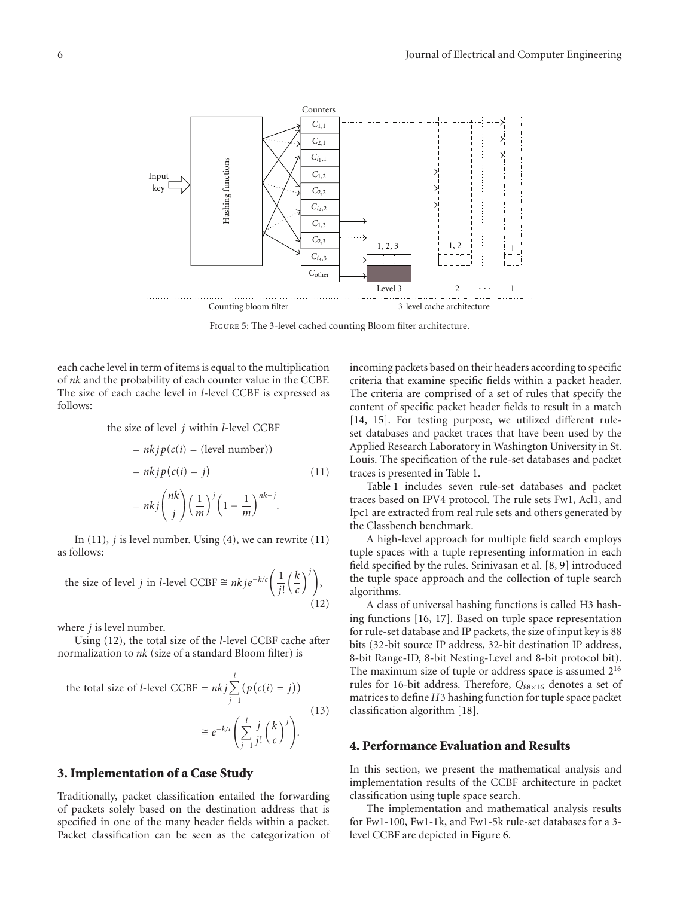FIGURE 5: The 3-level cached counting Bloom filter architecture.

each cache level in term of items is equal to the multiplication of $nk$ and the probability of each counter value in the CCBF. The size of each cache level in $l$-level CCBF is expressed as follows:

$$\begin{aligned}
&\text{the size of level } j \text{ within } l\text{-level CCBF} \\
&= nkjp(c(i) = (\text{level number})) \\
&= nkjp(c(i) = j) \\
&= nkj\binom{nk}{j}\left(\frac{1}{m}\right)^{j}\left(1-\frac{1}{m}\right)^{nk-j}.
\end{aligned} \tag{11}$$

In (11), $j$ is level number. Using (4), we can rewrite (11) as follows:

$$\text{the size of level } j \text{ in } l\text{-level CCBF} \cong nkje^{-k/c}\left(\frac{1}{j!}\left(\frac{k}{c}\right)^{j}\right), \tag{12}$$

where $j$ is level number.

Using (12), the total size of the $l$-level CCBF cache after normalization to $nk$ (size of a standard Bloom filter) is

$$\begin{aligned}
\text{the total size of } l\text{-level CCBF} &= nkj\sum_{j=1}^{l}\left(p\left(c(i)=j\right)\right) \\
&\cong e^{-k/c}\left(\sum_{j=1}^{l}\frac{j}{j!}\left(\frac{k}{c}\right)^{j}\right).
\end{aligned} \tag{13}$$

## 3. Implementation of a Case Study

Traditionally, packet classification entailed the forwarding of packets solely based on the destination address that is specified in one of the many header fields within a packet. Packet classification can be seen as the categorization of incoming packets based on their headers according to specific criteria that examine specific fields within a packet header. The criteria are comprised of a set of rules that specify the content of specific packet header fields to result in a match [14, 15]. For testing purpose, we utilized different rule-set databases and packet traces that have been used by the Applied Research Laboratory in Washington University in St. Louis. The specification of the rule-set databases and packet traces is presented in Table 1.

Table 1 includes seven rule-set databases and packet traces based on IPV4 protocol. The rule sets Fw1, Acl1, and Ipc1 are extracted from real rule sets and others generated by the Classbench benchmark.

A high-level approach for multiple field search employs tuple spaces with a tuple representing information in each field specified by the rules. Srinivasan et al. [8, 9] introduced the tuple space approach and the collection of tuple search algorithms.

A class of universal hashing functions is called H3 hashing functions [16, 17]. Based on tuple space representation for rule-set database and IP packets, the size of input key is 88 bits (32-bit source IP address, 32-bit destination IP address, 8-bit Range-ID, 8-bit Nesting-Level and 8-bit protocol bit). The maximum size of tuple or address space is assumed $2^{16}$ rules for 16-bit address. Therefore, $Q_{88\times16}$ denotes a set of matrices to define $H3$ hashing function for tuple space packet classification algorithm [18].

## 4. Performance Evaluation and Results

In this section, we present the mathematical analysis and implementation results of the CCBF architecture in packet classification using tuple space search.

The implementation and mathematical analysis results for Fw1-100, Fw1-1k, and Fw1-5k rule-set databases for a 3-level CCBF are depicted in Figure 6.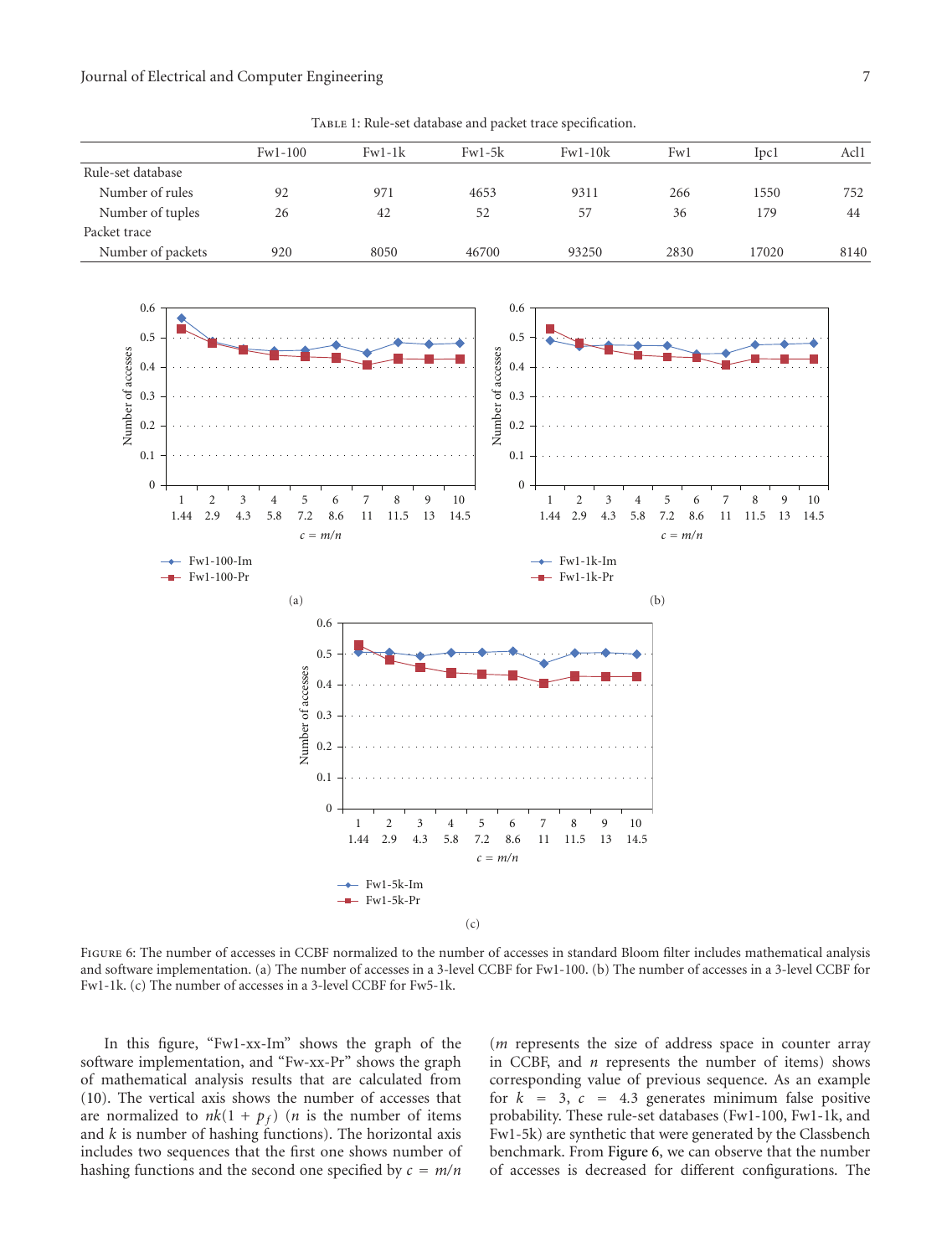Table 1: Rule-set database and packet trace specification.

| | Fw1-100 | Fw1-1k | Fw1-5k | Fw1-10k | Fw1 | Ipc1 | Acl1 |
|---|---|---|---|---|---|---|---|
| Rule-set database | | | | | | | |
| Number of rules | 92 | 971 | 4653 | 9311 | 266 | 1550 | 752 |
| Number of tuples | 26 | 42 | 52 | 57 | 36 | 179 | 44 |
| Packet trace | | | | | | | |
| Number of packets | 920 | 8050 | 46700 | 93250 | 2830 | 17020 | 8140 |

Figure 6: The number of accesses in CCBF normalized to the number of accesses in standard Bloom filter includes mathematical analysis and software implementation. (a) The number of accesses in a 3-level CCBF for Fw1-100. (b) The number of accesses in a 3-level CCBF for Fw1-1k. (c) The number of accesses in a 3-level CCBF for Fw5-1k.

In this figure, "Fw1-xx-Im" shows the graph of the software implementation, and "Fw-xx-Pr" shows the graph of mathematical analysis results that are calculated from (10). The vertical axis shows the number of accesses that are normalized to $nk(1 + p_f)$ ($n$ is the number of items and $k$ is number of hashing functions). The horizontal axis includes two sequences that the first one shows number of hashing functions and the second one specified by $c = m/n$ ($m$ represents the size of address space in counter array in CCBF, and $n$ represents the number of items) shows corresponding value of previous sequence. As an example for $k = 3$, $c = 4.3$ generates minimum false positive probability. These rule-set databases (Fw1-100, Fw1-1k, and Fw1-5k) are synthetic that were generated by the Classbench benchmark. From Figure 6, we can observe that the number of accesses is decreased for different configurations. The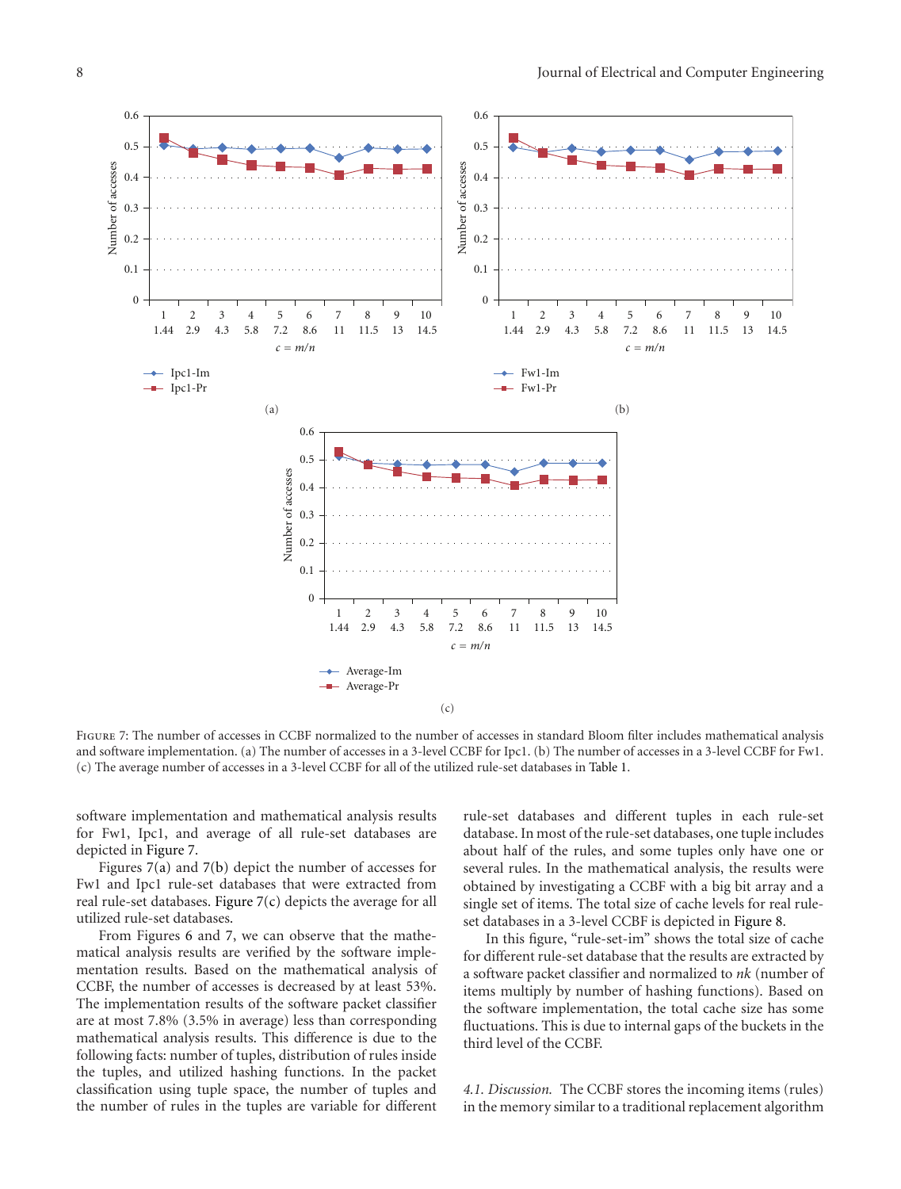Figure 7: The number of accesses in CCBF normalized to the number of accesses in standard Bloom filter includes mathematical analysis and software implementation. (a) The number of accesses in a 3-level CCBF for Ipc1. (b) The number of accesses in a 3-level CCBF for Fw1. (c) The average number of accesses in a 3-level CCBF for all of the utilized rule-set databases in Table 1.

software implementation and mathematical analysis results for Fw1, Ipc1, and average of all rule-set databases are depicted in Figure 7.

Figures 7(a) and 7(b) depict the number of accesses for Fw1 and Ipc1 rule-set databases that were extracted from real rule-set databases. Figure 7(c) depicts the average for all utilized rule-set databases.

From Figures 6 and 7, we can observe that the mathematical analysis results are verified by the software implementation results. Based on the mathematical analysis of CCBF, the number of accesses is decreased by at least 53%. The implementation results of the software packet classifier are at most 7.8% (3.5% in average) less than corresponding mathematical analysis results. This difference is due to the following facts: number of tuples, distribution of rules inside the tuples, and utilized hashing functions. In the packet classification using tuple space, the number of tuples and the number of rules in the tuples are variable for different rule-set databases and different tuples in each rule-set database. In most of the rule-set databases, one tuple includes about half of the rules, and some tuples only have one or several rules. In the mathematical analysis, the results were obtained by investigating a CCBF with a big bit array and a single set of items. The total size of cache levels for real rule-set databases in a 3-level CCBF is depicted in Figure 8.

In this figure, "rule-set-im" shows the total size of cache for different rule-set database that the results are extracted by a software packet classifier and normalized to $nk$ (number of items multiply by number of hashing functions). Based on the software implementation, the total cache size has some fluctuations. This is due to internal gaps of the buckets in the third level of the CCBF.

*4.1. Discussion.* The CCBF stores the incoming items (rules) in the memory similar to a traditional replacement algorithm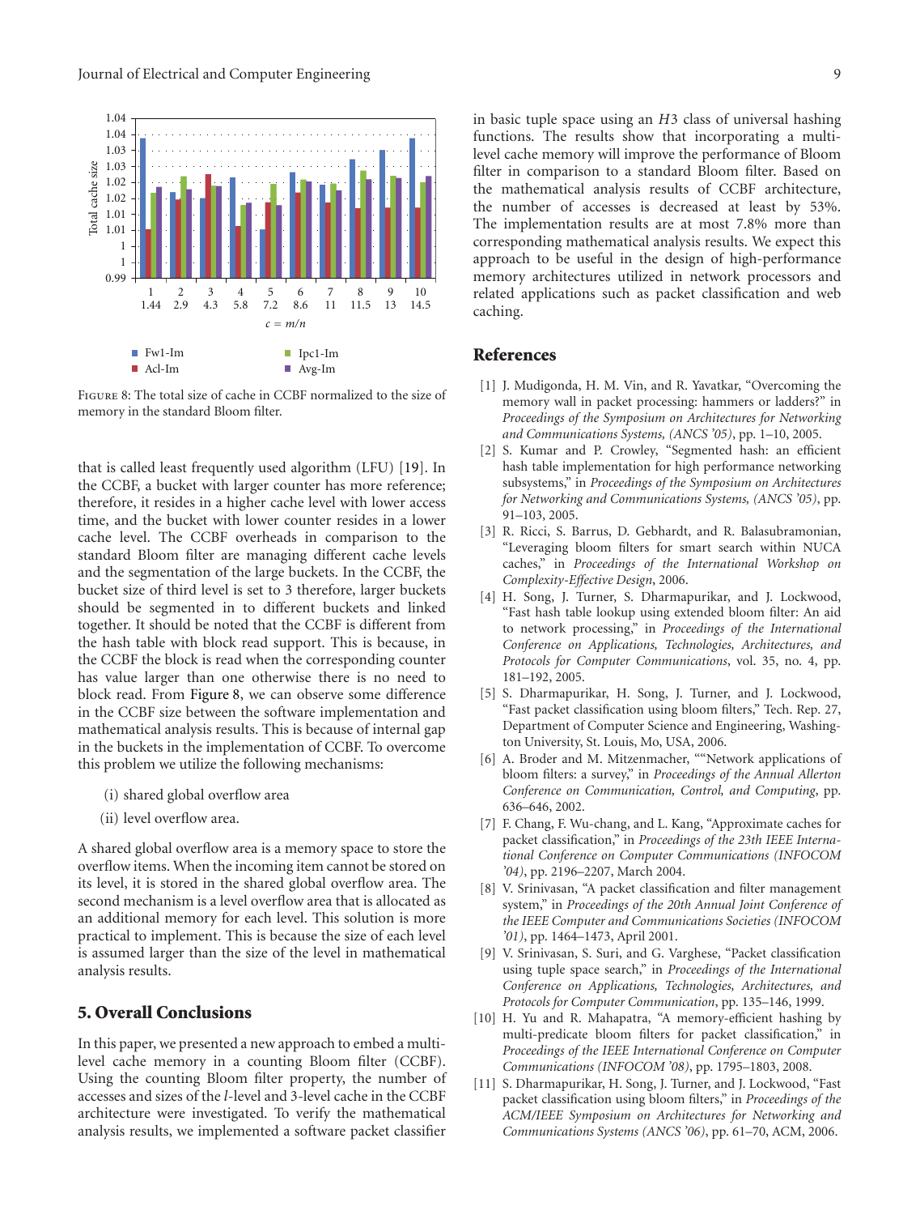1.04
1.04
1.03
1.03
1.02
1.02
1.01
1.01
1
1
0.99

Total cache size

1 2 3 4 5 6 7 8 9 10
1.44 2.9 4.3 5.8 7.2 8.6 11 11.5 13 14.5

$c = m/n$

Fw1-Im
Acl-Im
Ipc1-Im
Avg-Im

Figure 8: The total size of cache in CCBF normalized to the size of memory in the standard Bloom filter.

that is called least frequently used algorithm (LFU) [19]. In the CCBF, a bucket with larger counter has more reference; therefore, it resides in a higher cache level with lower access time, and the bucket with lower counter resides in a lower cache level. The CCBF overheads in comparison to the standard Bloom filter are managing different cache levels and the segmentation of the large buckets. In the CCBF, the bucket size of third level is set to 3 therefore, larger buckets should be segmented in to different buckets and linked together. It should be noted that the CCBF is different from the hash table with block read support. This is because, in the CCBF the block is read when the corresponding counter has value larger than one otherwise there is no need to block read. From Figure 8, we can observe some difference in the CCBF size between the software implementation and mathematical analysis results. This is because of internal gap in the buckets in the implementation of CCBF. To overcome this problem we utilize the following mechanisms:

(i) shared global overflow area

(ii) level overflow area.

A shared global overflow area is a memory space to store the overflow items. When the incoming item cannot be stored on its level, it is stored in the shared global overflow area. The second mechanism is a level overflow area that is allocated as an additional memory for each level. This solution is more practical to implement. This is because the size of each level is assumed larger than the size of the level in mathematical analysis results.

## 5. Overall Conclusions

In this paper, we presented a new approach to embed a multi-level cache memory in a counting Bloom filter (CCBF). Using the counting Bloom filter property, the number of accesses and sizes of the $l$-level and 3-level cache in the CCBF architecture were investigated. To verify the mathematical analysis results, we implemented a software packet classifier in basic tuple space using an $H3$ class of universal hashing functions. The results show that incorporating a multi-level cache memory will improve the performance of Bloom filter in comparison to a standard Bloom filter. Based on the mathematical analysis results of CCBF architecture, the number of accesses is decreased at least by 53%. The implementation results are at most 7.8% more than corresponding mathematical analysis results. We expect this approach to be useful in the design of high-performance memory architectures utilized in network processors and related applications such as packet classification and web caching.

## References

[1] J. Mudigonda, H. M. Vin, and R. Yavatkar, "Overcoming the memory wall in packet processing: hammers or ladders?" in *Proceedings of the Symposium on Architectures for Networking and Communications Systems, (ANCS '05)*, pp. 1–10, 2005.

[2] S. Kumar and P. Crowley, "Segmented hash: an efficient hash table implementation for high performance networking subsystems," in *Proceedings of the Symposium on Architectures for Networking and Communications Systems, (ANCS '05)*, pp. 91–103, 2005.

[3] R. Ricci, S. Barrus, D. Gebhardt, and R. Balasubramonian, "Leveraging bloom filters for smart search within NUCA caches," in *Proceedings of the International Workshop on Complexity-Effective Design*, 2006.

[4] H. Song, J. Turner, S. Dharmapurikar, and J. Lockwood, "Fast hash table lookup using extended bloom filter: An aid to network processing," in *Proceedings of the International Conference on Applications, Technologies, Architectures, and Protocols for Computer Communications*, vol. 35, no. 4, pp. 181–192, 2005.

[5] S. Dharmapurikar, H. Song, J. Turner, and J. Lockwood, "Fast packet classification using bloom filters," Tech. Rep. 27, Department of Computer Science and Engineering, Washington University, St. Louis, Mo, USA, 2006.

[6] A. Broder and M. Mitzenmacher, ""Network applications of bloom filters: a survey," in *Proceedings of the Annual Allerton Conference on Communication, Control, and Computing*, pp. 636–646, 2002.

[7] F. Chang, F. Wu-chang, and L. Kang, "Approximate caches for packet classification," in *Proceedings of the 23th IEEE International Conference on Computer Communications (INFOCOM '04)*, pp. 2196–2207, March 2004.

[8] V. Srinivasan, "A packet classification and filter management system," in *Proceedings of the 20th Annual Joint Conference of the IEEE Computer and Communications Societies (INFOCOM '01)*, pp. 1464–1473, April 2001.

[9] V. Srinivasan, S. Suri, and G. Varghese, "Packet classification using tuple space search," in *Proceedings of the International Conference on Applications, Technologies, Architectures, and Protocols for Computer Communication*, pp. 135–146, 1999.

[10] H. Yu and R. Mahapatra, "A memory-efficient hashing by multi-predicate bloom filters for packet classification," in *Proceedings of the IEEE International Conference on Computer Communications (INFOCOM '08)*, pp. 1795–1803, 2008.

[11] S. Dharmapurikar, H. Song, J. Turner, and J. Lockwood, "Fast packet classification using bloom filters," in *Proceedings of the ACM/IEEE Symposium on Architectures for Networking and Communications Systems (ANCS '06)*, pp. 61–70, ACM, 2006.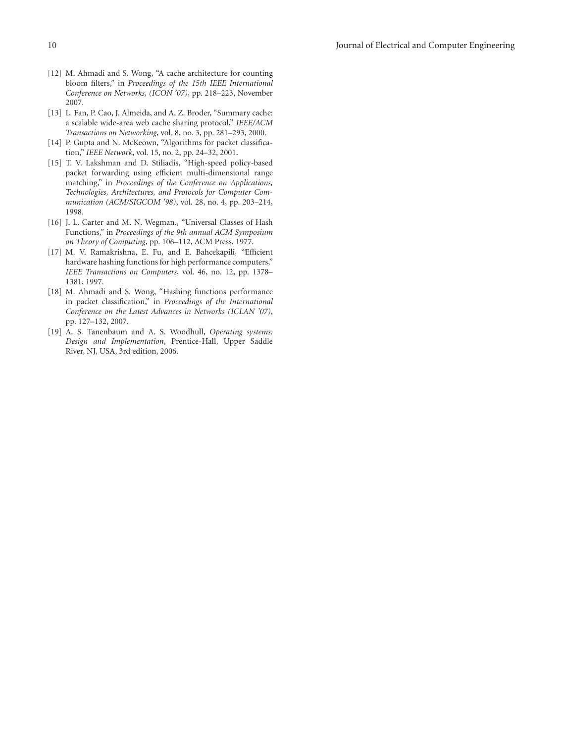[12] M. Ahmadi and S. Wong, "A cache architecture for counting bloom filters," in *Proceedings of the 15th IEEE International Conference on Networks, (ICON '07)*, pp. 218–223, November 2007.

[13] L. Fan, P. Cao, J. Almeida, and A. Z. Broder, "Summary cache: a scalable wide-area web cache sharing protocol," *IEEE/ACM Transactions on Networking*, vol. 8, no. 3, pp. 281–293, 2000.

[14] P. Gupta and N. McKeown, "Algorithms for packet classification," *IEEE Network*, vol. 15, no. 2, pp. 24–32, 2001.

[15] T. V. Lakshman and D. Stiliadis, "High-speed policy-based packet forwarding using efficient multi-dimensional range matching," in *Proceedings of the Conference on Applications, Technologies, Architectures, and Protocols for Computer Communication (ACM/SIGCOM '98)*, vol. 28, no. 4, pp. 203–214, 1998.

[16] J. L. Carter and M. N. Wegman., "Universal Classes of Hash Functions," in *Proceedings of the 9th annual ACM Symposium on Theory of Computing*, pp. 106–112, ACM Press, 1977.

[17] M. V. Ramakrishna, E. Fu, and E. Bahcekapili, "Efficient hardware hashing functions for high performance computers," *IEEE Transactions on Computers*, vol. 46, no. 12, pp. 1378–1381, 1997.

[18] M. Ahmadi and S. Wong, "Hashing functions performance in packet classification," in *Proceedings of the International Conference on the Latest Advances in Networks (ICLAN '07)*, pp. 127–132, 2007.

[19] A. S. Tanenbaum and A. S. Woodhull, *Operating systems: Design and Implementation*, Prentice-Hall, Upper Saddle River, NJ, USA, 3rd edition, 2006.